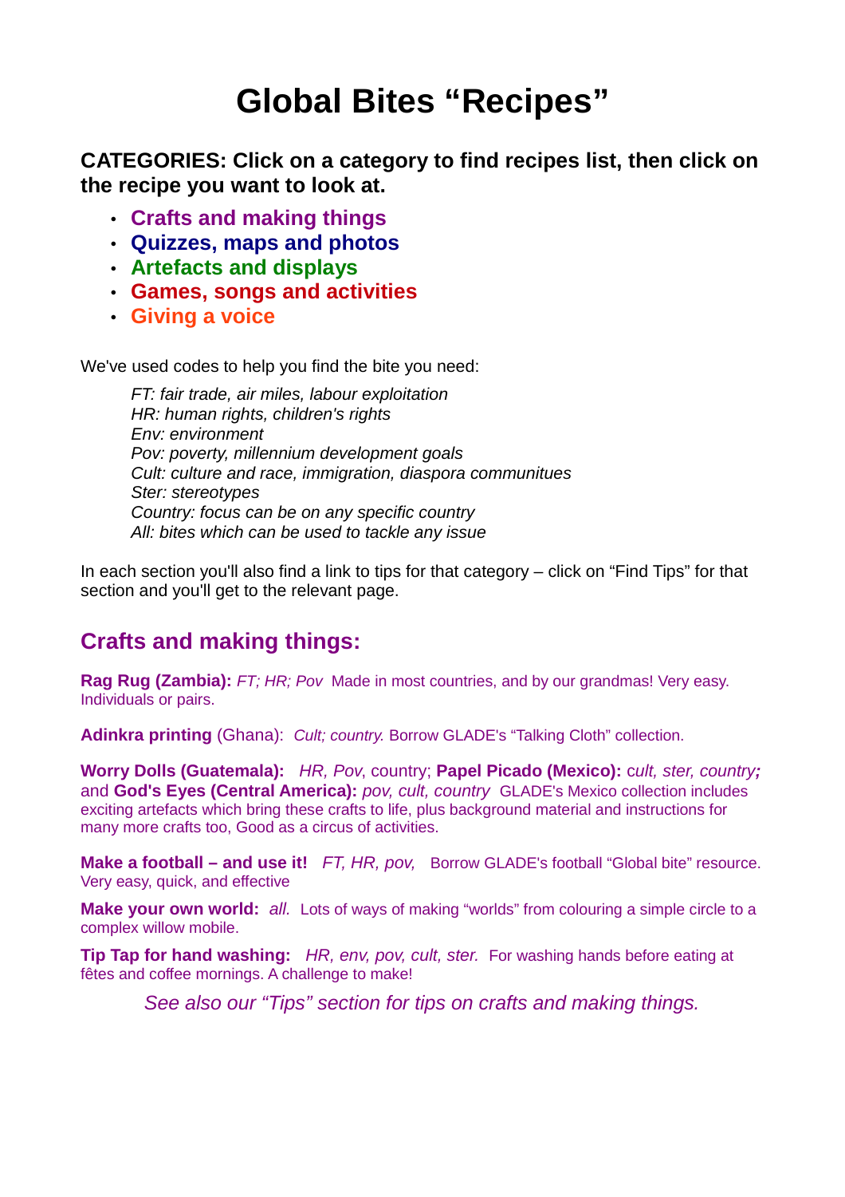# Global Bites "Recipes"

**CATEGORIES: Click on a category to find recipes list, then click on the recipe you want to look at.**

- **Crafts and making things**
- **Quizzes, maps and photos**
- **Artefacts and displays**
- **Games, songs and activities**
- **Giving a voice**

We've used codes to help you find the bite you need:

*FT: fair trade, air miles, labour exploitation*
*HR: human rights, children's rights*
*Env: environment*
*Pov: poverty, millennium development goals*
*Cult: culture and race, immigration, diaspora communutes*
*Ster: stereotypes*
*Country: focus can be on any specific country*
*All: bites which can be used to tackle any issue*

In each section you'll also find a link to tips for that category – click on "Find Tips" for that section and you'll get to the relevant page.

## Crafts and making things:

**Rag Rug (Zambia):** *FT; HR; Pov* Made in most countries, and by our grandmas! Very easy. Individuals or pairs.

**Adinkra printing** (Ghana): *Cult; country.* Borrow GLADE's "Talking Cloth" collection.

**Worry Dolls (Guatemala):** *HR, Pov*, country; **Papel Picado (Mexico):** c*ult, ster, country;* and **God's Eyes (Central America):** *pov, cult, country* GLADE's Mexico collection includes exciting artefacts which bring these crafts to life, plus background material and instructions for many more crafts too, Good as a circus of activities.

**Make a football – and use it!** *FT, HR, pov,* Borrow GLADE's football "Global bite" resource. Very easy, quick, and effective

**Make your own world:** *all.* Lots of ways of making "worlds" from colouring a simple circle to a complex willow mobile.

**Tip Tap for hand washing:** *HR, env, pov, cult, ster.* For washing hands before eating at fêtes and coffee mornings. A challenge to make!

*See also our "Tips" section for tips on crafts and making things.*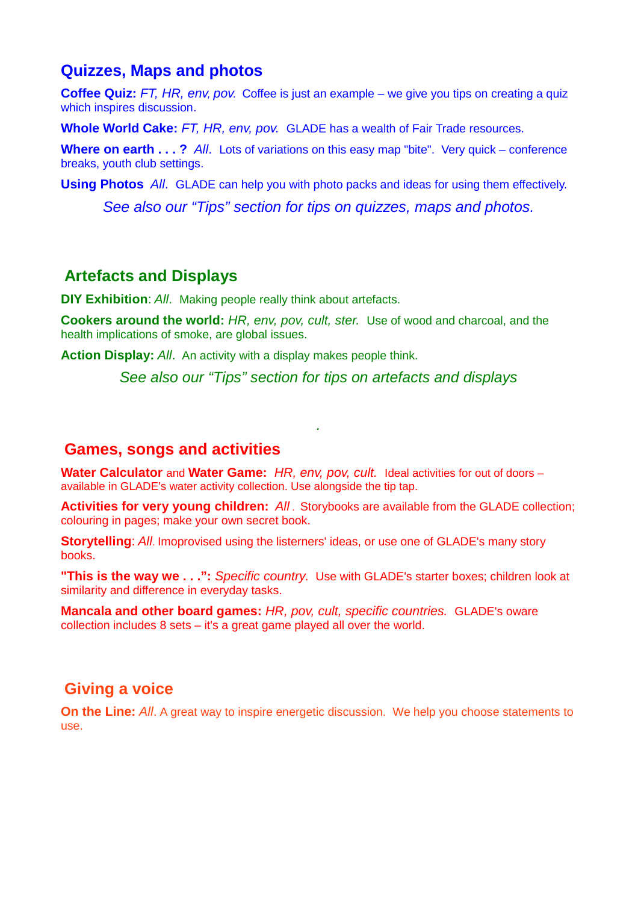## Quizzes, Maps and photos

**Coffee Quiz:** *FT, HR, env, pov.* Coffee is just an example – we give you tips on creating a quiz which inspires discussion.

**Whole World Cake:** *FT, HR, env, pov.* GLADE has a wealth of Fair Trade resources.

**Where on earth . . . ?** *All*. Lots of variations on this easy map "bite". Very quick – conference breaks, youth club settings.

**Using Photos** *All*. GLADE can help you with photo packs and ideas for using them effectively.

*See also our "Tips" section for tips on quizzes, maps and photos.*

## Artefacts and Displays

**DIY Exhibition**: *All*. Making people really think about artefacts.

**Cookers around the world:** *HR, env, pov, cult, ster.* Use of wood and charcoal, and the health implications of smoke, are global issues.

**Action Display:** *All*. An activity with a display makes people think.

*See also our "Tips" section for tips on artefacts and displays*

.

## Games, songs and activities

**Water Calculator** and **Water Game:** *HR, env, pov, cult.* Ideal activities for out of doors – available in GLADE's water activity collection. Use alongside the tip tap.

**Activities for very young children:** *All* . Storybooks are available from the GLADE collection; colouring in pages; make your own secret book.

**Storytelling**: *All*. Imoprovised using the listeners' ideas, or use one of GLADE's many story books.

**"This is the way we . . .":** *Specific country.* Use with GLADE's starter boxes; children look at similarity and difference in everyday tasks.

**Mancala and other board games:** *HR, pov, cult, specific countries.* GLADE's oware collection includes 8 sets – it's a great game played all over the world.

## Giving a voice

**On the Line:** *All*. A great way to inspire energetic discussion. We help you choose statements to use.